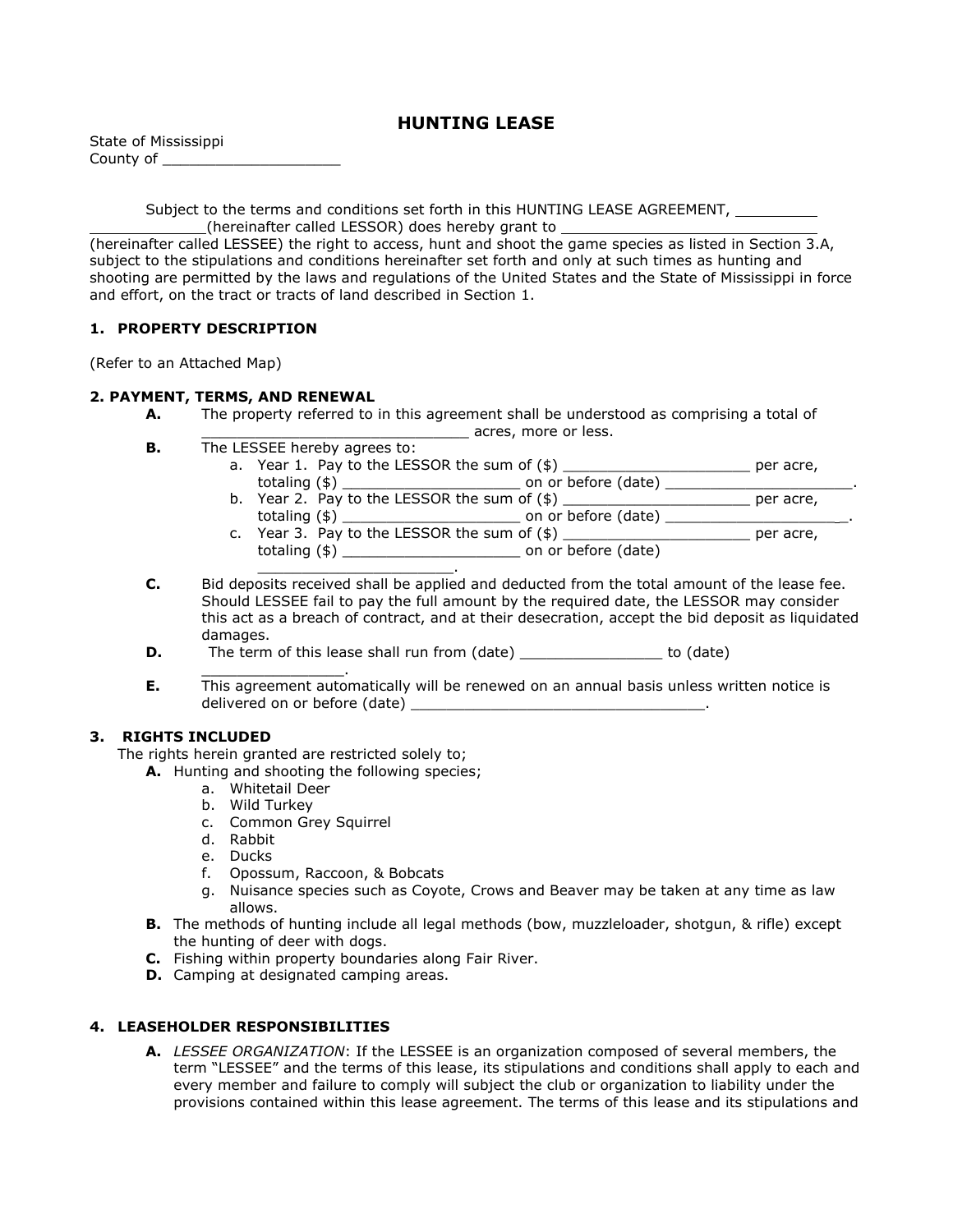# HUNTING LEASE

State of Mississippi
County of ____________________

Subject to the terms and conditions set forth in this HUNTING LEASE AGREEMENT, _________ _____________(hereinafter called LESSOR) does hereby grant to _____________________________ (hereinafter called LESSEE) the right to access, hunt and shoot the game species as listed in Section 3.A, subject to the stipulations and conditions hereinafter set forth and only at such times as hunting and shooting are permitted by the laws and regulations of the United States and the State of Mississippi in force and effort, on the tract or tracts of land described in Section 1.

**1. PROPERTY DESCRIPTION**

(Refer to an Attached Map)

**2. PAYMENT, TERMS, AND RENEWAL**

- **A.** The property referred to in this agreement shall be understood as comprising a total of ______________________________ acres, more or less.
- **B.** The LESSEE hereby agrees to:
  - a. Year 1. Pay to the LESSOR the sum of ($) _____________________ per acre, totaling ($) ____________________ on or before (date) _____________________.
  - b. Year 2. Pay to the LESSOR the sum of ($) _____________________ per acre, totaling ($) ____________________ on or before (date) ____________________.
  - c. Year 3. Pay to the LESSOR the sum of ($) _____________________ per acre, totaling ($) ____________________ on or before (date) ______________________.
- **C.** Bid deposits received shall be applied and deducted from the total amount of the lease fee. Should LESSEE fail to pay the full amount by the required date, the LESSOR may consider this act as a breach of contract, and at their desecration, accept the bid deposit as liquidated damages.
- **D.** The term of this lease shall run from (date) _______________ to (date) _______________.
- **E.** This agreement automatically will be renewed on an annual basis unless written notice is delivered on or before (date) _________________________________.

**3. RIGHTS INCLUDED**

The rights herein granted are restricted solely to;

- **A.** Hunting and shooting the following species;
  - a. Whitetail Deer
  - b. Wild Turkey
  - c. Common Grey Squirrel
  - d. Rabbit
  - e. Ducks
  - f. Opossum, Raccoon, & Bobcats
  - g. Nuisance species such as Coyote, Crows and Beaver may be taken at any time as law allows.
- **B.** The methods of hunting include all legal methods (bow, muzzleloader, shotgun, & rifle) except the hunting of deer with dogs.
- **C.** Fishing within property boundaries along Fair River.
- **D.** Camping at designated camping areas.

**4. LEASEHOLDER RESPONSIBILITIES**

- **A.** *LESSEE ORGANIZATION*: If the LESSEE is an organization composed of several members, the term "LESSEE" and the terms of this lease, its stipulations and conditions shall apply to each and every member and failure to comply will subject the club or organization to liability under the provisions contained within this lease agreement. The terms of this lease and its stipulations and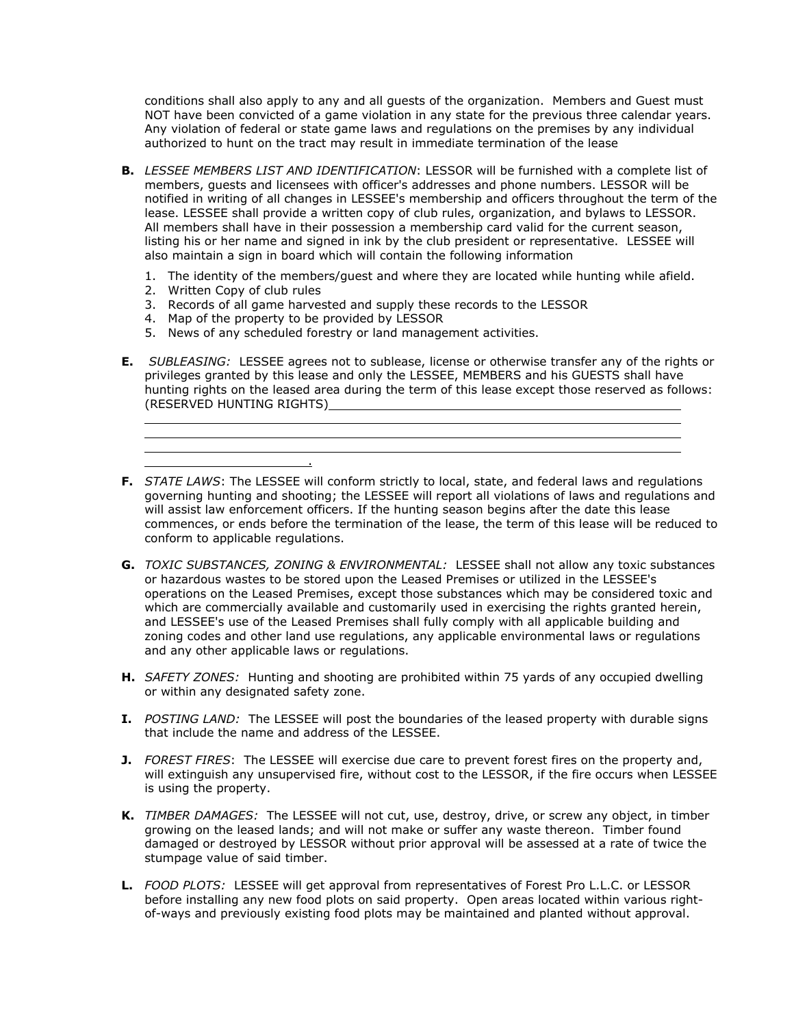conditions shall also apply to any and all guests of the organization. Members and Guest must NOT have been convicted of a game violation in any state for the previous three calendar years. Any violation of federal or state game laws and regulations on the premises by any individual authorized to hunt on the tract may result in immediate termination of the lease

**B.** *LESSEE MEMBERS LIST AND IDENTIFICATION*: LESSOR will be furnished with a complete list of members, guests and licensees with officer's addresses and phone numbers. LESSOR will be notified in writing of all changes in LESSEE's membership and officers throughout the term of the lease. LESSEE shall provide a written copy of club rules, organization, and bylaws to LESSOR. All members shall have in their possession a membership card valid for the current season, listing his or her name and signed in ink by the club president or representative. LESSEE will also maintain a sign in board which will contain the following information

1. The identity of the members/guest and where they are located while hunting while afield.
2. Written Copy of club rules
3. Records of all game harvested and supply these records to the LESSOR
4. Map of the property to be provided by LESSOR
5. News of any scheduled forestry or land management activities.

**E.** *SUBLEASING:* LESSEE agrees not to sublease, license or otherwise transfer any of the rights or privileges granted by this lease and only the LESSEE, MEMBERS and his GUESTS shall have hunting rights on the leased area during the term of this lease except those reserved as follows: (RESERVED HUNTING RIGHTS)\_\_\_\_\_\_\_\_\_\_\_\_\_\_\_\_\_\_\_\_\_\_\_\_\_\_\_\_\_\_\_\_\_\_\_\_\_\_\_\_\_\_\_\_\_\_\_\_
\_\_\_\_\_\_\_\_\_\_\_\_\_\_\_\_\_\_\_\_\_\_\_\_\_\_\_\_\_\_\_\_\_\_\_\_\_\_\_\_\_\_\_\_\_\_\_\_\_\_\_\_\_\_\_\_\_\_\_\_\_\_\_\_\_\_\_\_\_\_\_\_\_\_\_\_\_\_
\_\_\_\_\_\_\_\_\_\_\_\_\_\_\_\_\_\_\_\_\_\_\_\_\_\_\_\_\_\_\_\_\_\_\_\_\_\_\_\_\_\_\_\_\_\_\_\_\_\_\_\_\_\_\_\_\_\_\_\_\_\_\_\_\_\_\_\_\_\_\_\_\_\_\_\_\_\_
\_\_\_\_\_\_\_\_\_\_\_\_\_\_\_\_\_\_\_\_\_\_\_\_\_\_\_\_\_\_\_\_\_\_\_\_\_\_\_\_\_\_\_\_\_\_\_\_\_\_\_\_\_\_\_\_\_\_\_\_\_\_\_\_\_\_\_\_\_\_\_\_\_\_\_\_\_\_
\_\_\_\_\_\_\_\_\_\_\_\_\_\_\_\_\_\_\_\_\_\_\_\_.

**F.** *STATE LAWS*: The LESSEE will conform strictly to local, state, and federal laws and regulations governing hunting and shooting; the LESSEE will report all violations of laws and regulations and will assist law enforcement officers. If the hunting season begins after the date this lease commences, or ends before the termination of the lease, the term of this lease will be reduced to conform to applicable regulations.

**G.** *TOXIC SUBSTANCES, ZONING & ENVIRONMENTAL:* LESSEE shall not allow any toxic substances or hazardous wastes to be stored upon the Leased Premises or utilized in the LESSEE's operations on the Leased Premises, except those substances which may be considered toxic and which are commercially available and customarily used in exercising the rights granted herein, and LESSEE's use of the Leased Premises shall fully comply with all applicable building and zoning codes and other land use regulations, any applicable environmental laws or regulations and any other applicable laws or regulations.

**H.** *SAFETY ZONES:* Hunting and shooting are prohibited within 75 yards of any occupied dwelling or within any designated safety zone.

**I.** *POSTING LAND:* The LESSEE will post the boundaries of the leased property with durable signs that include the name and address of the LESSEE.

**J.** *FOREST FIRES*: The LESSEE will exercise due care to prevent forest fires on the property and, will extinguish any unsupervised fire, without cost to the LESSOR, if the fire occurs when LESSEE is using the property.

**K.** *TIMBER DAMAGES:* The LESSEE will not cut, use, destroy, drive, or screw any object, in timber growing on the leased lands; and will not make or suffer any waste thereon. Timber found damaged or destroyed by LESSOR without prior approval will be assessed at a rate of twice the stumpage value of said timber.

**L.** *FOOD PLOTS:* LESSEE will get approval from representatives of Forest Pro L.L.C. or LESSOR before installing any new food plots on said property. Open areas located within various right-of-ways and previously existing food plots may be maintained and planted without approval.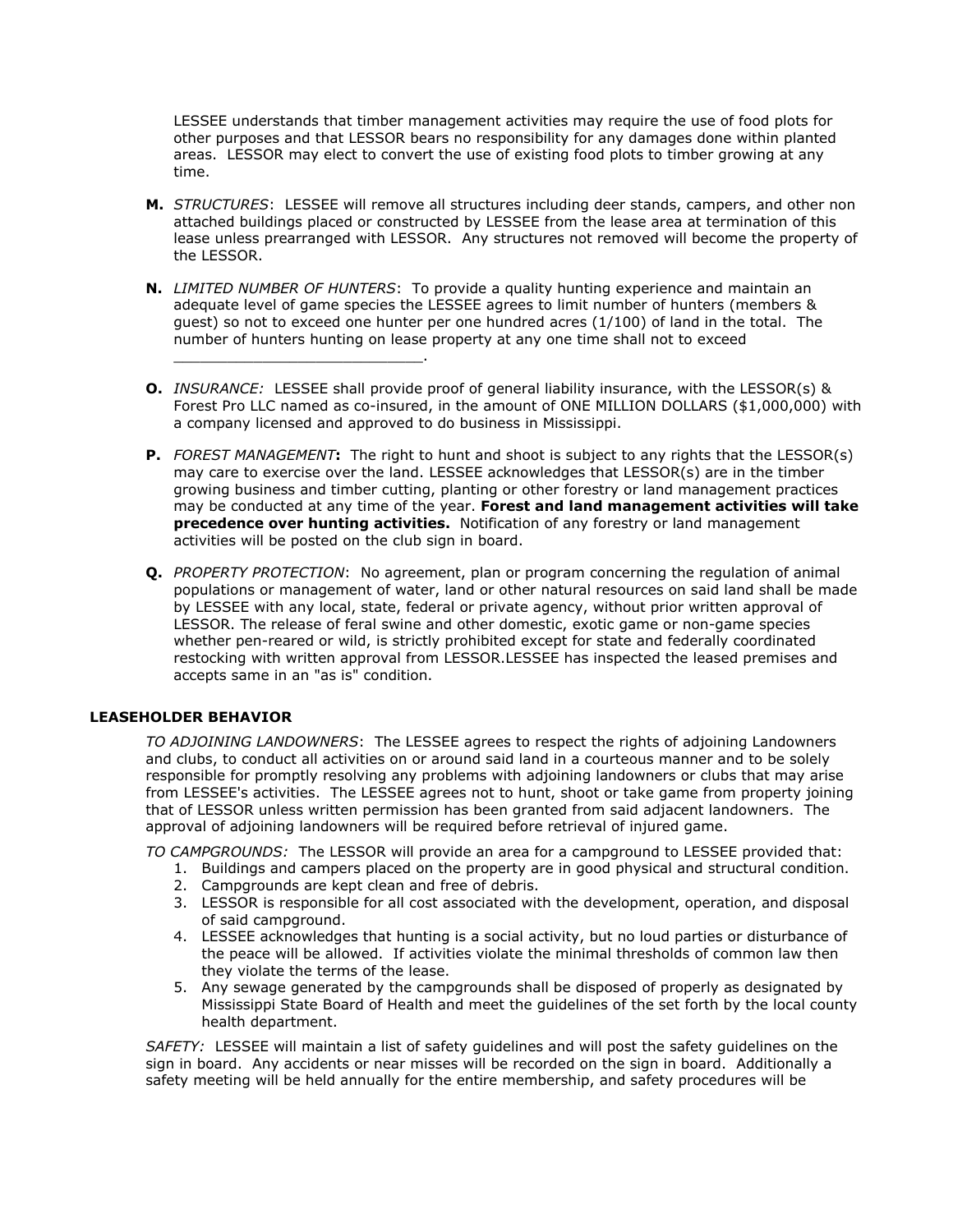LESSEE understands that timber management activities may require the use of food plots for other purposes and that LESSOR bears no responsibility for any damages done within planted areas. LESSOR may elect to convert the use of existing food plots to timber growing at any time.

**M.** *STRUCTURES*: LESSEE will remove all structures including deer stands, campers, and other non attached buildings placed or constructed by LESSEE from the lease area at termination of this lease unless prearranged with LESSOR. Any structures not removed will become the property of the LESSOR.

**N.** *LIMITED NUMBER OF HUNTERS*: To provide a quality hunting experience and maintain an adequate level of game species the LESSEE agrees to limit number of hunters (members & guest) so not to exceed one hunter per one hundred acres (1/100) of land in the total. The number of hunters hunting on lease property at any one time shall not to exceed ____________________________.

**O.** *INSURANCE:* LESSEE shall provide proof of general liability insurance, with the LESSOR(s) & Forest Pro LLC named as co-insured, in the amount of ONE MILLION DOLLARS ($1,000,000) with a company licensed and approved to do business in Mississippi.

**P.** *FOREST MANAGEMENT***:** The right to hunt and shoot is subject to any rights that the LESSOR(s) may care to exercise over the land. LESSEE acknowledges that LESSOR(s) are in the timber growing business and timber cutting, planting or other forestry or land management practices may be conducted at any time of the year. **Forest and land management activities will take precedence over hunting activities.** Notification of any forestry or land management activities will be posted on the club sign in board.

**Q.** *PROPERTY PROTECTION*: No agreement, plan or program concerning the regulation of animal populations or management of water, land or other natural resources on said land shall be made by LESSEE with any local, state, federal or private agency, without prior written approval of LESSOR. The release of feral swine and other domestic, exotic game or non-game species whether pen-reared or wild, is strictly prohibited except for state and federally coordinated restocking with written approval from LESSOR.LESSEE has inspected the leased premises and accepts same in an "as is" condition.

**LEASEHOLDER BEHAVIOR**

*TO ADJOINING LANDOWNERS*: The LESSEE agrees to respect the rights of adjoining Landowners and clubs, to conduct all activities on or around said land in a courteous manner and to be solely responsible for promptly resolving any problems with adjoining landowners or clubs that may arise from LESSEE's activities. The LESSEE agrees not to hunt, shoot or take game from property joining that of LESSOR unless written permission has been granted from said adjacent landowners. The approval of adjoining landowners will be required before retrieval of injured game.

*TO CAMPGROUNDS:* The LESSOR will provide an area for a campground to LESSEE provided that:

1. Buildings and campers placed on the property are in good physical and structural condition.
2. Campgrounds are kept clean and free of debris.
3. LESSOR is responsible for all cost associated with the development, operation, and disposal of said campground.
4. LESSEE acknowledges that hunting is a social activity, but no loud parties or disturbance of the peace will be allowed. If activities violate the minimal thresholds of common law then they violate the terms of the lease.
5. Any sewage generated by the campgrounds shall be disposed of properly as designated by Mississippi State Board of Health and meet the guidelines of the set forth by the local county health department.

*SAFETY:* LESSEE will maintain a list of safety guidelines and will post the safety guidelines on the sign in board. Any accidents or near misses will be recorded on the sign in board. Additionally a safety meeting will be held annually for the entire membership, and safety procedures will be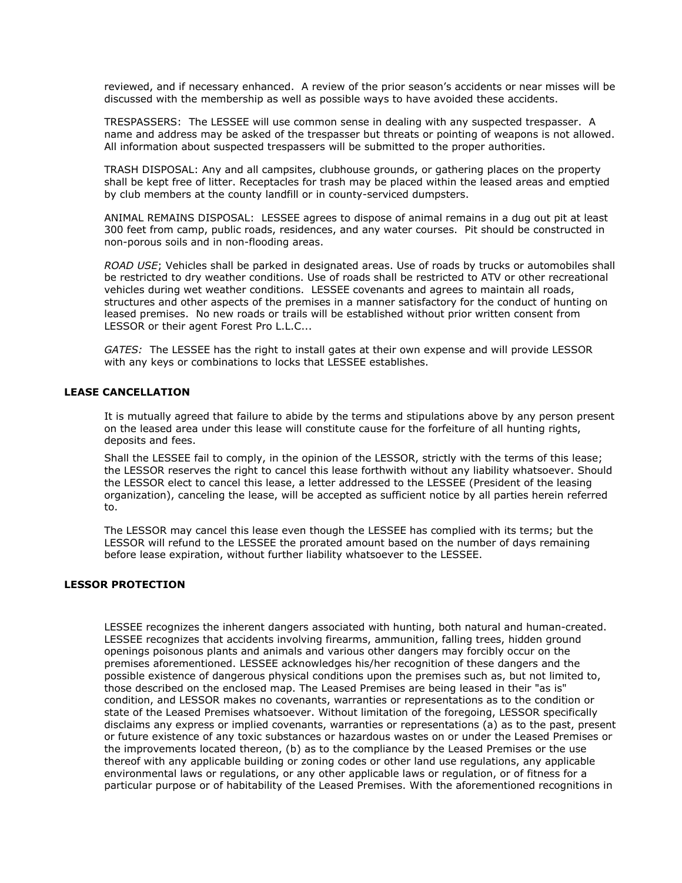reviewed, and if necessary enhanced. A review of the prior season's accidents or near misses will be discussed with the membership as well as possible ways to have avoided these accidents.

TRESPASSERS: The LESSEE will use common sense in dealing with any suspected trespasser. A name and address may be asked of the trespasser but threats or pointing of weapons is not allowed. All information about suspected trespassers will be submitted to the proper authorities.

TRASH DISPOSAL: Any and all campsites, clubhouse grounds, or gathering places on the property shall be kept free of litter. Receptacles for trash may be placed within the leased areas and emptied by club members at the county landfill or in county-serviced dumpsters.

ANIMAL REMAINS DISPOSAL: LESSEE agrees to dispose of animal remains in a dug out pit at least 300 feet from camp, public roads, residences, and any water courses. Pit should be constructed in non-porous soils and in non-flooding areas.

*ROAD USE*; Vehicles shall be parked in designated areas. Use of roads by trucks or automobiles shall be restricted to dry weather conditions. Use of roads shall be restricted to ATV or other recreational vehicles during wet weather conditions. LESSEE covenants and agrees to maintain all roads, structures and other aspects of the premises in a manner satisfactory for the conduct of hunting on leased premises. No new roads or trails will be established without prior written consent from LESSOR or their agent Forest Pro L.L.C...

*GATES:* The LESSEE has the right to install gates at their own expense and will provide LESSOR with any keys or combinations to locks that LESSEE establishes.

**LEASE CANCELLATION**

It is mutually agreed that failure to abide by the terms and stipulations above by any person present on the leased area under this lease will constitute cause for the forfeiture of all hunting rights, deposits and fees.

Shall the LESSEE fail to comply, in the opinion of the LESSOR, strictly with the terms of this lease; the LESSOR reserves the right to cancel this lease forthwith without any liability whatsoever. Should the LESSOR elect to cancel this lease, a letter addressed to the LESSEE (President of the leasing organization), canceling the lease, will be accepted as sufficient notice by all parties herein referred to.

The LESSOR may cancel this lease even though the LESSEE has complied with its terms; but the LESSOR will refund to the LESSEE the prorated amount based on the number of days remaining before lease expiration, without further liability whatsoever to the LESSEE.

**LESSOR PROTECTION**

LESSEE recognizes the inherent dangers associated with hunting, both natural and human-created. LESSEE recognizes that accidents involving firearms, ammunition, falling trees, hidden ground openings poisonous plants and animals and various other dangers may forcibly occur on the premises aforementioned. LESSEE acknowledges his/her recognition of these dangers and the possible existence of dangerous physical conditions upon the premises such as, but not limited to, those described on the enclosed map. The Leased Premises are being leased in their "as is" condition, and LESSOR makes no covenants, warranties or representations as to the condition or state of the Leased Premises whatsoever. Without limitation of the foregoing, LESSOR specifically disclaims any express or implied covenants, warranties or representations (a) as to the past, present or future existence of any toxic substances or hazardous wastes on or under the Leased Premises or the improvements located thereon, (b) as to the compliance by the Leased Premises or the use thereof with any applicable building or zoning codes or other land use regulations, any applicable environmental laws or regulations, or any other applicable laws or regulation, or of fitness for a particular purpose or of habitability of the Leased Premises. With the aforementioned recognitions in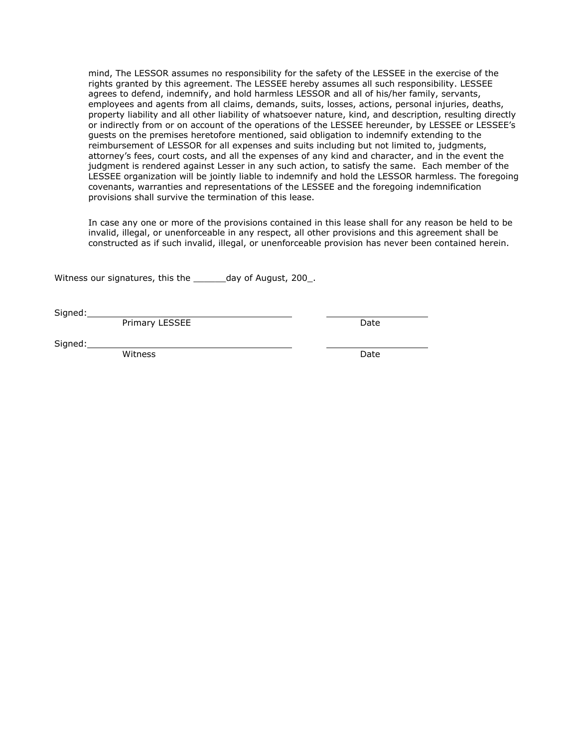mind, The LESSOR assumes no responsibility for the safety of the LESSEE in the exercise of the rights granted by this agreement. The LESSEE hereby assumes all such responsibility. LESSEE agrees to defend, indemnify, and hold harmless LESSOR and all of his/her family, servants, employees and agents from all claims, demands, suits, losses, actions, personal injuries, deaths, property liability and all other liability of whatsoever nature, kind, and description, resulting directly or indirectly from or on account of the operations of the LESSEE hereunder, by LESSEE or LESSEE's guests on the premises heretofore mentioned, said obligation to indemnify extending to the reimbursement of LESSOR for all expenses and suits including but not limited to, judgments, attorney's fees, court costs, and all the expenses of any kind and character, and in the event the judgment is rendered against Lesser in any such action, to satisfy the same. Each member of the LESSEE organization will be jointly liable to indemnify and hold the LESSOR harmless. The foregoing covenants, warranties and representations of the LESSEE and the foregoing indemnification provisions shall survive the termination of this lease.

In case any one or more of the provisions contained in this lease shall for any reason be held to be invalid, illegal, or unenforceable in any respect, all other provisions and this agreement shall be constructed as if such invalid, illegal, or unenforceable provision has never been contained herein.

Witness our signatures, this the ______day of August, 200_.

Signed:________________________________________ ____________________
Primary LESSEE Date

Signed:________________________________________ ____________________
Witness Date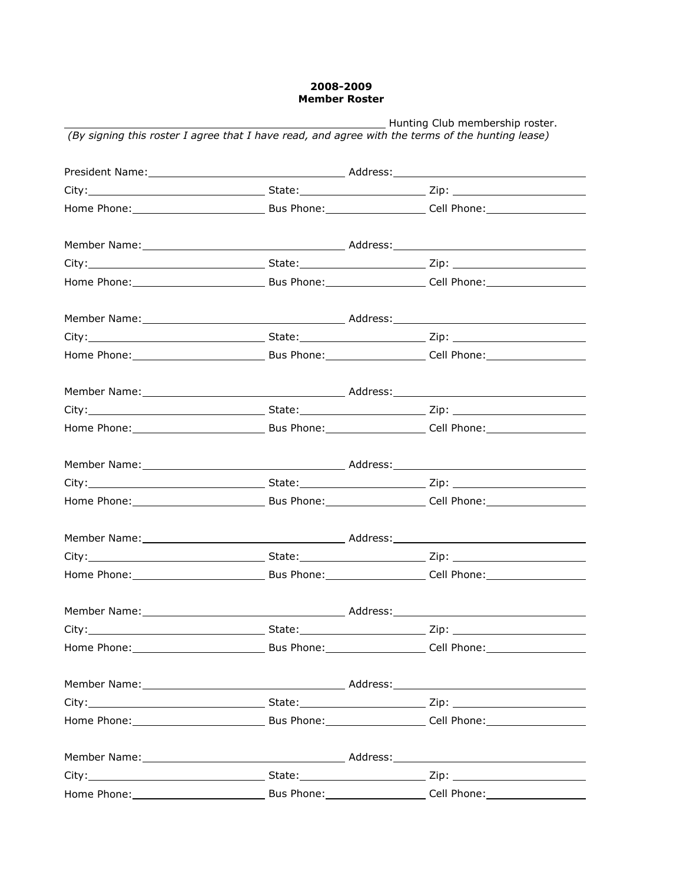**2008-2009**
**Member Roster**

\_\_\_\_\_\_\_\_\_\_\_\_\_\_\_\_\_\_\_\_\_\_\_\_\_\_\_\_\_\_\_\_\_\_\_\_\_\_\_\_ Hunting Club membership roster.
*(By signing this roster I agree that I have read, and agree with the terms of the hunting lease)*

President Name:\_\_\_\_\_\_\_\_\_\_\_\_\_\_\_\_\_\_\_\_\_\_\_\_\_\_\_\_ Address:\_\_\_\_\_\_\_\_\_\_\_\_\_\_\_\_\_\_\_\_\_\_\_\_\_\_\_\_
City:\_\_\_\_\_\_\_\_\_\_\_\_\_\_\_\_\_\_\_\_\_\_\_\_\_\_ State:\_\_\_\_\_\_\_\_\_\_\_\_\_\_\_\_\_\_ Zip: \_\_\_\_\_\_\_\_\_\_\_\_\_\_\_\_\_\_\_\_
Home Phone:\_\_\_\_\_\_\_\_\_\_\_\_\_\_\_\_\_\_\_\_ Bus Phone:\_\_\_\_\_\_\_\_\_\_\_\_\_\_\_ Cell Phone:\_\_\_\_\_\_\_\_\_\_\_\_\_\_\_

Member Name:\_\_\_\_\_\_\_\_\_\_\_\_\_\_\_\_\_\_\_\_\_\_\_\_\_\_\_\_\_\_ Address:\_\_\_\_\_\_\_\_\_\_\_\_\_\_\_\_\_\_\_\_\_\_\_\_\_\_\_\_
City:\_\_\_\_\_\_\_\_\_\_\_\_\_\_\_\_\_\_\_\_\_\_\_\_\_\_ State:\_\_\_\_\_\_\_\_\_\_\_\_\_\_\_\_\_\_ Zip: \_\_\_\_\_\_\_\_\_\_\_\_\_\_\_\_\_\_\_\_
Home Phone:\_\_\_\_\_\_\_\_\_\_\_\_\_\_\_\_\_\_\_\_ Bus Phone:\_\_\_\_\_\_\_\_\_\_\_\_\_\_\_ Cell Phone:\_\_\_\_\_\_\_\_\_\_\_\_\_\_\_

Member Name:\_\_\_\_\_\_\_\_\_\_\_\_\_\_\_\_\_\_\_\_\_\_\_\_\_\_\_\_\_\_ Address:\_\_\_\_\_\_\_\_\_\_\_\_\_\_\_\_\_\_\_\_\_\_\_\_\_\_\_\_
City:\_\_\_\_\_\_\_\_\_\_\_\_\_\_\_\_\_\_\_\_\_\_\_\_\_\_ State:\_\_\_\_\_\_\_\_\_\_\_\_\_\_\_\_\_\_ Zip: \_\_\_\_\_\_\_\_\_\_\_\_\_\_\_\_\_\_\_\_
Home Phone:\_\_\_\_\_\_\_\_\_\_\_\_\_\_\_\_\_\_\_\_ Bus Phone:\_\_\_\_\_\_\_\_\_\_\_\_\_\_\_ Cell Phone:\_\_\_\_\_\_\_\_\_\_\_\_\_\_\_

Member Name:\_\_\_\_\_\_\_\_\_\_\_\_\_\_\_\_\_\_\_\_\_\_\_\_\_\_\_\_\_\_ Address:\_\_\_\_\_\_\_\_\_\_\_\_\_\_\_\_\_\_\_\_\_\_\_\_\_\_\_\_
City:\_\_\_\_\_\_\_\_\_\_\_\_\_\_\_\_\_\_\_\_\_\_\_\_\_\_ State:\_\_\_\_\_\_\_\_\_\_\_\_\_\_\_\_\_\_ Zip: \_\_\_\_\_\_\_\_\_\_\_\_\_\_\_\_\_\_\_\_
Home Phone:\_\_\_\_\_\_\_\_\_\_\_\_\_\_\_\_\_\_\_\_ Bus Phone:\_\_\_\_\_\_\_\_\_\_\_\_\_\_\_ Cell Phone:\_\_\_\_\_\_\_\_\_\_\_\_\_\_\_

Member Name:\_\_\_\_\_\_\_\_\_\_\_\_\_\_\_\_\_\_\_\_\_\_\_\_\_\_\_\_\_\_ Address:\_\_\_\_\_\_\_\_\_\_\_\_\_\_\_\_\_\_\_\_\_\_\_\_\_\_\_\_
City:\_\_\_\_\_\_\_\_\_\_\_\_\_\_\_\_\_\_\_\_\_\_\_\_\_\_ State:\_\_\_\_\_\_\_\_\_\_\_\_\_\_\_\_\_\_ Zip: \_\_\_\_\_\_\_\_\_\_\_\_\_\_\_\_\_\_\_\_
Home Phone:\_\_\_\_\_\_\_\_\_\_\_\_\_\_\_\_\_\_\_\_ Bus Phone:\_\_\_\_\_\_\_\_\_\_\_\_\_\_\_ Cell Phone:\_\_\_\_\_\_\_\_\_\_\_\_\_\_\_

Member Name:\_\_\_\_\_\_\_\_\_\_\_\_\_\_\_\_\_\_\_\_\_\_\_\_\_\_\_\_\_\_ Address:\_\_\_\_\_\_\_\_\_\_\_\_\_\_\_\_\_\_\_\_\_\_\_\_\_\_\_\_
City:\_\_\_\_\_\_\_\_\_\_\_\_\_\_\_\_\_\_\_\_\_\_\_\_\_\_ State:\_\_\_\_\_\_\_\_\_\_\_\_\_\_\_\_\_\_ Zip: \_\_\_\_\_\_\_\_\_\_\_\_\_\_\_\_\_\_\_\_
Home Phone:\_\_\_\_\_\_\_\_\_\_\_\_\_\_\_\_\_\_\_\_ Bus Phone:\_\_\_\_\_\_\_\_\_\_\_\_\_\_\_ Cell Phone:\_\_\_\_\_\_\_\_\_\_\_\_\_\_\_

Member Name:\_\_\_\_\_\_\_\_\_\_\_\_\_\_\_\_\_\_\_\_\_\_\_\_\_\_\_\_\_\_ Address:\_\_\_\_\_\_\_\_\_\_\_\_\_\_\_\_\_\_\_\_\_\_\_\_\_\_\_\_
City:\_\_\_\_\_\_\_\_\_\_\_\_\_\_\_\_\_\_\_\_\_\_\_\_\_\_ State:\_\_\_\_\_\_\_\_\_\_\_\_\_\_\_\_\_\_ Zip: \_\_\_\_\_\_\_\_\_\_\_\_\_\_\_\_\_\_\_\_
Home Phone:\_\_\_\_\_\_\_\_\_\_\_\_\_\_\_\_\_\_\_\_ Bus Phone:\_\_\_\_\_\_\_\_\_\_\_\_\_\_\_ Cell Phone:\_\_\_\_\_\_\_\_\_\_\_\_\_\_\_

Member Name:\_\_\_\_\_\_\_\_\_\_\_\_\_\_\_\_\_\_\_\_\_\_\_\_\_\_\_\_\_\_ Address:\_\_\_\_\_\_\_\_\_\_\_\_\_\_\_\_\_\_\_\_\_\_\_\_\_\_\_\_
City:\_\_\_\_\_\_\_\_\_\_\_\_\_\_\_\_\_\_\_\_\_\_\_\_\_\_ State:\_\_\_\_\_\_\_\_\_\_\_\_\_\_\_\_\_\_ Zip: \_\_\_\_\_\_\_\_\_\_\_\_\_\_\_\_\_\_\_\_
Home Phone:\_\_\_\_\_\_\_\_\_\_\_\_\_\_\_\_\_\_\_\_ Bus Phone:\_\_\_\_\_\_\_\_\_\_\_\_\_\_\_ Cell Phone:\_\_\_\_\_\_\_\_\_\_\_\_\_\_\_

Member Name:\_\_\_\_\_\_\_\_\_\_\_\_\_\_\_\_\_\_\_\_\_\_\_\_\_\_\_\_\_\_ Address:\_\_\_\_\_\_\_\_\_\_\_\_\_\_\_\_\_\_\_\_\_\_\_\_\_\_\_\_
City:\_\_\_\_\_\_\_\_\_\_\_\_\_\_\_\_\_\_\_\_\_\_\_\_\_\_ State:\_\_\_\_\_\_\_\_\_\_\_\_\_\_\_\_\_\_ Zip: \_\_\_\_\_\_\_\_\_\_\_\_\_\_\_\_\_\_\_\_
Home Phone:\_\_\_\_\_\_\_\_\_\_\_\_\_\_\_\_\_\_\_\_ Bus Phone:\_\_\_\_\_\_\_\_\_\_\_\_\_\_\_ Cell Phone:\_\_\_\_\_\_\_\_\_\_\_\_\_\_\_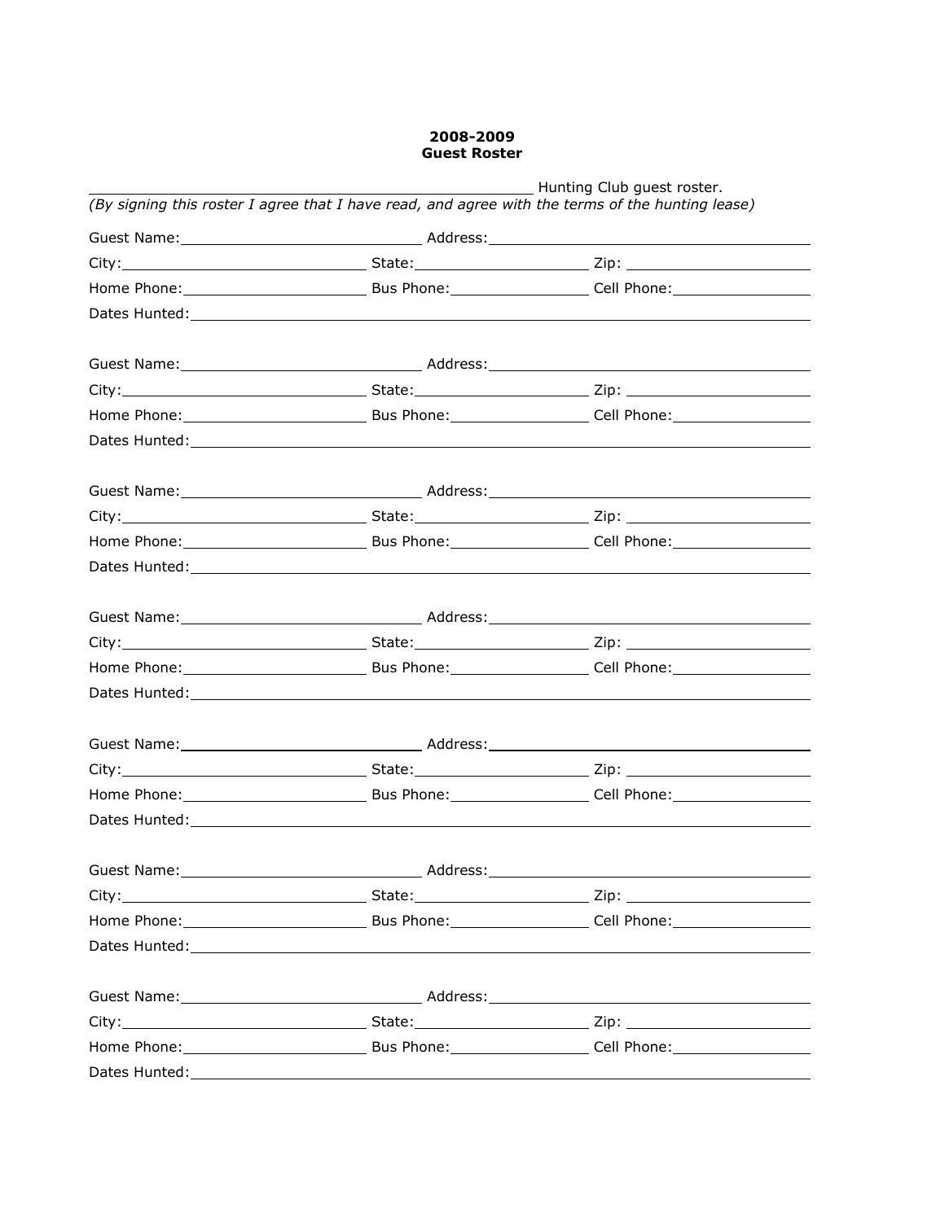**2008-2009**
**Guest Roster**

\_\_\_\_\_\_\_\_\_\_\_\_\_\_\_\_\_\_\_\_\_\_\_\_\_\_\_\_\_\_\_\_\_\_\_\_\_\_\_\_ Hunting Club guest roster.
*(By signing this roster I agree that I have read, and agree with the terms of the hunting lease)*

Guest Name: \_\_\_\_\_\_\_\_\_\_\_\_\_\_\_\_\_\_\_\_\_\_\_\_ Address: \_\_\_\_\_\_\_\_\_\_\_\_\_\_\_\_\_\_\_\_\_\_\_\_\_\_\_\_\_\_\_\_
City: \_\_\_\_\_\_\_\_\_\_\_\_\_\_\_\_\_\_\_\_\_\_\_\_ State: \_\_\_\_\_\_\_\_\_\_\_\_\_\_\_\_\_\_ Zip: \_\_\_\_\_\_\_\_\_\_\_\_\_\_\_\_\_\_
Home Phone: \_\_\_\_\_\_\_\_\_\_\_\_\_\_\_\_\_\_ Bus Phone: \_\_\_\_\_\_\_\_\_\_\_\_\_\_ Cell Phone: \_\_\_\_\_\_\_\_\_\_\_\_\_\_
Dates Hunted: \_\_\_\_\_\_\_\_\_\_\_\_\_\_\_\_\_\_\_\_\_\_\_\_\_\_\_\_\_\_\_\_\_\_\_\_\_\_\_\_\_\_\_\_\_\_\_\_\_\_\_\_\_\_\_\_\_\_\_\_\_\_\_\_

Guest Name: \_\_\_\_\_\_\_\_\_\_\_\_\_\_\_\_\_\_\_\_\_\_\_\_ Address: \_\_\_\_\_\_\_\_\_\_\_\_\_\_\_\_\_\_\_\_\_\_\_\_\_\_\_\_\_\_\_\_
City: \_\_\_\_\_\_\_\_\_\_\_\_\_\_\_\_\_\_\_\_\_\_\_\_ State: \_\_\_\_\_\_\_\_\_\_\_\_\_\_\_\_\_\_ Zip: \_\_\_\_\_\_\_\_\_\_\_\_\_\_\_\_\_\_
Home Phone: \_\_\_\_\_\_\_\_\_\_\_\_\_\_\_\_\_\_ Bus Phone: \_\_\_\_\_\_\_\_\_\_\_\_\_\_ Cell Phone: \_\_\_\_\_\_\_\_\_\_\_\_\_\_
Dates Hunted: \_\_\_\_\_\_\_\_\_\_\_\_\_\_\_\_\_\_\_\_\_\_\_\_\_\_\_\_\_\_\_\_\_\_\_\_\_\_\_\_\_\_\_\_\_\_\_\_\_\_\_\_\_\_\_\_\_\_\_\_\_\_\_\_

Guest Name: \_\_\_\_\_\_\_\_\_\_\_\_\_\_\_\_\_\_\_\_\_\_\_\_ Address: \_\_\_\_\_\_\_\_\_\_\_\_\_\_\_\_\_\_\_\_\_\_\_\_\_\_\_\_\_\_\_\_
City: \_\_\_\_\_\_\_\_\_\_\_\_\_\_\_\_\_\_\_\_\_\_\_\_ State: \_\_\_\_\_\_\_\_\_\_\_\_\_\_\_\_\_\_ Zip: \_\_\_\_\_\_\_\_\_\_\_\_\_\_\_\_\_\_
Home Phone: \_\_\_\_\_\_\_\_\_\_\_\_\_\_\_\_\_\_ Bus Phone: \_\_\_\_\_\_\_\_\_\_\_\_\_\_ Cell Phone: \_\_\_\_\_\_\_\_\_\_\_\_\_\_
Dates Hunted: \_\_\_\_\_\_\_\_\_\_\_\_\_\_\_\_\_\_\_\_\_\_\_\_\_\_\_\_\_\_\_\_\_\_\_\_\_\_\_\_\_\_\_\_\_\_\_\_\_\_\_\_\_\_\_\_\_\_\_\_\_\_\_\_

Guest Name: \_\_\_\_\_\_\_\_\_\_\_\_\_\_\_\_\_\_\_\_\_\_\_\_ Address: \_\_\_\_\_\_\_\_\_\_\_\_\_\_\_\_\_\_\_\_\_\_\_\_\_\_\_\_\_\_\_\_
City: \_\_\_\_\_\_\_\_\_\_\_\_\_\_\_\_\_\_\_\_\_\_\_\_ State: \_\_\_\_\_\_\_\_\_\_\_\_\_\_\_\_\_\_ Zip: \_\_\_\_\_\_\_\_\_\_\_\_\_\_\_\_\_\_
Home Phone: \_\_\_\_\_\_\_\_\_\_\_\_\_\_\_\_\_\_ Bus Phone: \_\_\_\_\_\_\_\_\_\_\_\_\_\_ Cell Phone: \_\_\_\_\_\_\_\_\_\_\_\_\_\_
Dates Hunted: \_\_\_\_\_\_\_\_\_\_\_\_\_\_\_\_\_\_\_\_\_\_\_\_\_\_\_\_\_\_\_\_\_\_\_\_\_\_\_\_\_\_\_\_\_\_\_\_\_\_\_\_\_\_\_\_\_\_\_\_\_\_\_\_

Guest Name: \_\_\_\_\_\_\_\_\_\_\_\_\_\_\_\_\_\_\_\_\_\_\_\_ Address: \_\_\_\_\_\_\_\_\_\_\_\_\_\_\_\_\_\_\_\_\_\_\_\_\_\_\_\_\_\_\_\_
City: \_\_\_\_\_\_\_\_\_\_\_\_\_\_\_\_\_\_\_\_\_\_\_\_ State: \_\_\_\_\_\_\_\_\_\_\_\_\_\_\_\_\_\_ Zip: \_\_\_\_\_\_\_\_\_\_\_\_\_\_\_\_\_\_
Home Phone: \_\_\_\_\_\_\_\_\_\_\_\_\_\_\_\_\_\_ Bus Phone: \_\_\_\_\_\_\_\_\_\_\_\_\_\_ Cell Phone: \_\_\_\_\_\_\_\_\_\_\_\_\_\_
Dates Hunted: \_\_\_\_\_\_\_\_\_\_\_\_\_\_\_\_\_\_\_\_\_\_\_\_\_\_\_\_\_\_\_\_\_\_\_\_\_\_\_\_\_\_\_\_\_\_\_\_\_\_\_\_\_\_\_\_\_\_\_\_\_\_\_\_

Guest Name: \_\_\_\_\_\_\_\_\_\_\_\_\_\_\_\_\_\_\_\_\_\_\_\_ Address: \_\_\_\_\_\_\_\_\_\_\_\_\_\_\_\_\_\_\_\_\_\_\_\_\_\_\_\_\_\_\_\_
City: \_\_\_\_\_\_\_\_\_\_\_\_\_\_\_\_\_\_\_\_\_\_\_\_ State: \_\_\_\_\_\_\_\_\_\_\_\_\_\_\_\_\_\_ Zip: \_\_\_\_\_\_\_\_\_\_\_\_\_\_\_\_\_\_
Home Phone: \_\_\_\_\_\_\_\_\_\_\_\_\_\_\_\_\_\_ Bus Phone: \_\_\_\_\_\_\_\_\_\_\_\_\_\_ Cell Phone: \_\_\_\_\_\_\_\_\_\_\_\_\_\_
Dates Hunted: \_\_\_\_\_\_\_\_\_\_\_\_\_\_\_\_\_\_\_\_\_\_\_\_\_\_\_\_\_\_\_\_\_\_\_\_\_\_\_\_\_\_\_\_\_\_\_\_\_\_\_\_\_\_\_\_\_\_\_\_\_\_\_\_

Guest Name: \_\_\_\_\_\_\_\_\_\_\_\_\_\_\_\_\_\_\_\_\_\_\_\_ Address: \_\_\_\_\_\_\_\_\_\_\_\_\_\_\_\_\_\_\_\_\_\_\_\_\_\_\_\_\_\_\_\_
City: \_\_\_\_\_\_\_\_\_\_\_\_\_\_\_\_\_\_\_\_\_\_\_\_ State: \_\_\_\_\_\_\_\_\_\_\_\_\_\_\_\_\_\_ Zip: \_\_\_\_\_\_\_\_\_\_\_\_\_\_\_\_\_\_
Home Phone: \_\_\_\_\_\_\_\_\_\_\_\_\_\_\_\_\_\_ Bus Phone: \_\_\_\_\_\_\_\_\_\_\_\_\_\_ Cell Phone: \_\_\_\_\_\_\_\_\_\_\_\_\_\_
Dates Hunted: \_\_\_\_\_\_\_\_\_\_\_\_\_\_\_\_\_\_\_\_\_\_\_\_\_\_\_\_\_\_\_\_\_\_\_\_\_\_\_\_\_\_\_\_\_\_\_\_\_\_\_\_\_\_\_\_\_\_\_\_\_\_\_\_